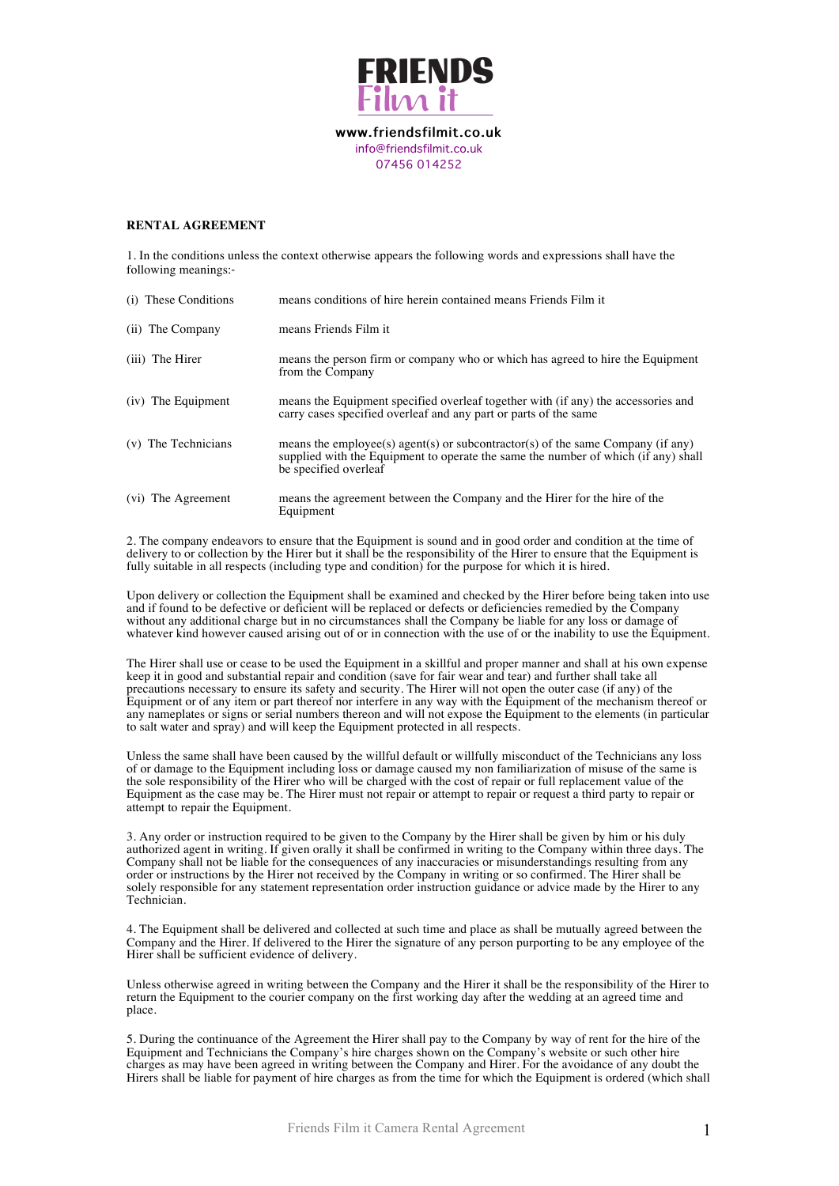**FRIENDS**
**Film it**

**www.friendsfilmit.co.uk**
info@friendsfilmit.co.uk
07456 014252

**RENTAL AGREEMENT**

1. In the conditions unless the context otherwise appears the following words and expressions shall have the following meanings:-

| | |
|---|---|
| (i) These Conditions | means conditions of hire herein contained means Friends Film it |
| (ii) The Company | means Friends Film it |
| (iii) The Hirer | means the person firm or company who or which has agreed to hire the Equipment from the Company |
| (iv) The Equipment | means the Equipment specified overleaf together with (if any) the accessories and carry cases specified overleaf and any part or parts of the same |
| (v) The Technicians | means the employee(s) agent(s) or subcontractor(s) of the same Company (if any) supplied with the Equipment to operate the same the number of which (if any) shall be specified overleaf |
| (vi) The Agreement | means the agreement between the Company and the Hirer for the hire of the Equipment |

2. The company endeavors to ensure that the Equipment is sound and in good order and condition at the time of delivery to or collection by the Hirer but it shall be the responsibility of the Hirer to ensure that the Equipment is fully suitable in all respects (including type and condition) for the purpose for which it is hired.

Upon delivery or collection the Equipment shall be examined and checked by the Hirer before being taken into use and if found to be defective or deficient will be replaced or defects or deficiencies remedied by the Company without any additional charge but in no circumstances shall the Company be liable for any loss or damage of whatever kind however caused arising out of or in connection with the use of or the inability to use the Equipment.

The Hirer shall use or cease to be used the Equipment in a skillful and proper manner and shall at his own expense keep it in good and substantial repair and condition (save for fair wear and tear) and further shall take all precautions necessary to ensure its safety and security. The Hirer will not open the outer case (if any) of the Equipment or of any item or part thereof nor interfere in any way with the Equipment of the mechanism thereof or any nameplates or signs or serial numbers thereon and will not expose the Equipment to the elements (in particular to salt water and spray) and will keep the Equipment protected in all respects.

Unless the same shall have been caused by the willful default or willfully misconduct of the Technicians any loss of or damage to the Equipment including loss or damage caused my non familiarization of misuse of the same is the sole responsibility of the Hirer who will be charged with the cost of repair or full replacement value of the Equipment as the case may be. The Hirer must not repair or attempt to repair or request a third party to repair or attempt to repair the Equipment.

3. Any order or instruction required to be given to the Company by the Hirer shall be given by him or his duly authorized agent in writing. If given orally it shall be confirmed in writing to the Company within three days. The Company shall not be liable for the consequences of any inaccuracies or misunderstandings resulting from any order or instructions by the Hirer not received by the Company in writing or so confirmed. The Hirer shall be solely responsible for any statement representation order instruction guidance or advice made by the Hirer to any Technician.

4. The Equipment shall be delivered and collected at such time and place as shall be mutually agreed between the Company and the Hirer. If delivered to the Hirer the signature of any person purporting to be any employee of the Hirer shall be sufficient evidence of delivery.

Unless otherwise agreed in writing between the Company and the Hirer it shall be the responsibility of the Hirer to return the Equipment to the courier company on the first working day after the wedding at an agreed time and place.

5. During the continuance of the Agreement the Hirer shall pay to the Company by way of rent for the hire of the Equipment and Technicians the Company's hire charges shown on the Company's website or such other hire charges as may have been agreed in writing between the Company and Hirer. For the avoidance of any doubt the Hirers shall be liable for payment of hire charges as from the time for which the Equipment is ordered (which shall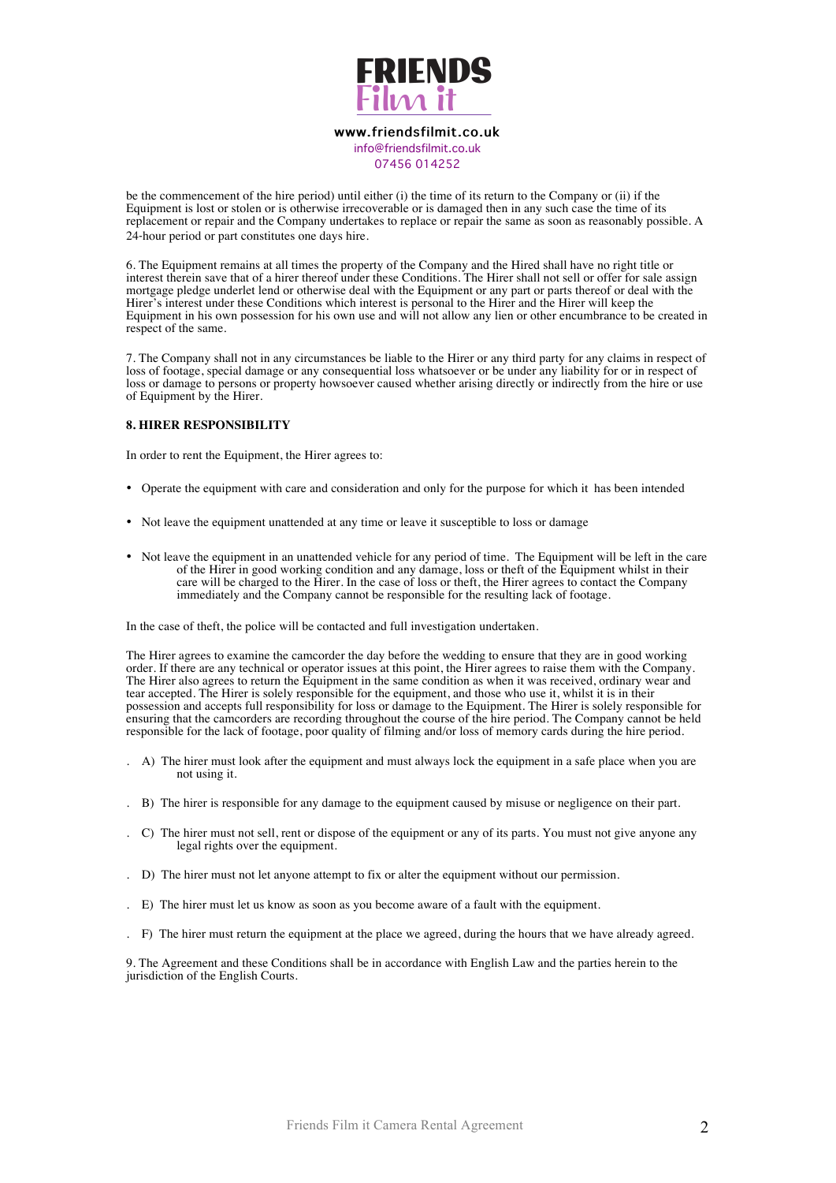www.friendsfilmit.co.uk
info@friendsfilmit.co.uk
07456 014252

be the commencement of the hire period) until either (i) the time of its return to the Company or (ii) if the Equipment is lost or stolen or is otherwise irrecoverable or is damaged then in any such case the time of its replacement or repair and the Company undertakes to replace or repair the same as soon as reasonably possible. A 24-hour period or part constitutes one days hire.

6. The Equipment remains at all times the property of the Company and the Hired shall have no right title or interest therein save that of a hirer thereof under these Conditions. The Hirer shall not sell or offer for sale assign mortgage pledge underlet lend or otherwise deal with the Equipment or any part or parts thereof or deal with the Hirer's interest under these Conditions which interest is personal to the Hirer and the Hirer will keep the Equipment in his own possession for his own use and will not allow any lien or other encumbrance to be created in respect of the same.

7. The Company shall not in any circumstances be liable to the Hirer or any third party for any claims in respect of loss of footage, special damage or any consequential loss whatsoever or be under any liability for or in respect of loss or damage to persons or property howsoever caused whether arising directly or indirectly from the hire or use of Equipment by the Hirer.

**8. HIRER RESPONSIBILITY**

In order to rent the Equipment, the Hirer agrees to:

- Operate the equipment with care and consideration and only for the purpose for which it has been intended
- Not leave the equipment unattended at any time or leave it susceptible to loss or damage
- Not leave the equipment in an unattended vehicle for any period of time. The Equipment will be left in the care of the Hirer in good working condition and any damage, loss or theft of the Equipment whilst in their care will be charged to the Hirer. In the case of loss or theft, the Hirer agrees to contact the Company immediately and the Company cannot be responsible for the resulting lack of footage.

In the case of theft, the police will be contacted and full investigation undertaken.

The Hirer agrees to examine the camcorder the day before the wedding to ensure that they are in good working order. If there are any technical or operator issues at this point, the Hirer agrees to raise them with the Company. The Hirer also agrees to return the Equipment in the same condition as when it was received, ordinary wear and tear accepted. The Hirer is solely responsible for the equipment, and those who use it, whilst it is in their possession and accepts full responsibility for loss or damage to the Equipment. The Hirer is solely responsible for ensuring that the camcorders are recording throughout the course of the hire period. The Company cannot be held responsible for the lack of footage, poor quality of filming and/or loss of memory cards during the hire period.

A) The hirer must look after the equipment and must always lock the equipment in a safe place when you are not using it.

B) The hirer is responsible for any damage to the equipment caused by misuse or negligence on their part.

C) The hirer must not sell, rent or dispose of the equipment or any of its parts. You must not give anyone any legal rights over the equipment.

D) The hirer must not let anyone attempt to fix or alter the equipment without our permission.

E) The hirer must let us know as soon as you become aware of a fault with the equipment.

F) The hirer must return the equipment at the place we agreed, during the hours that we have already agreed.

9. The Agreement and these Conditions shall be in accordance with English Law and the parties herein to the jurisdiction of the English Courts.